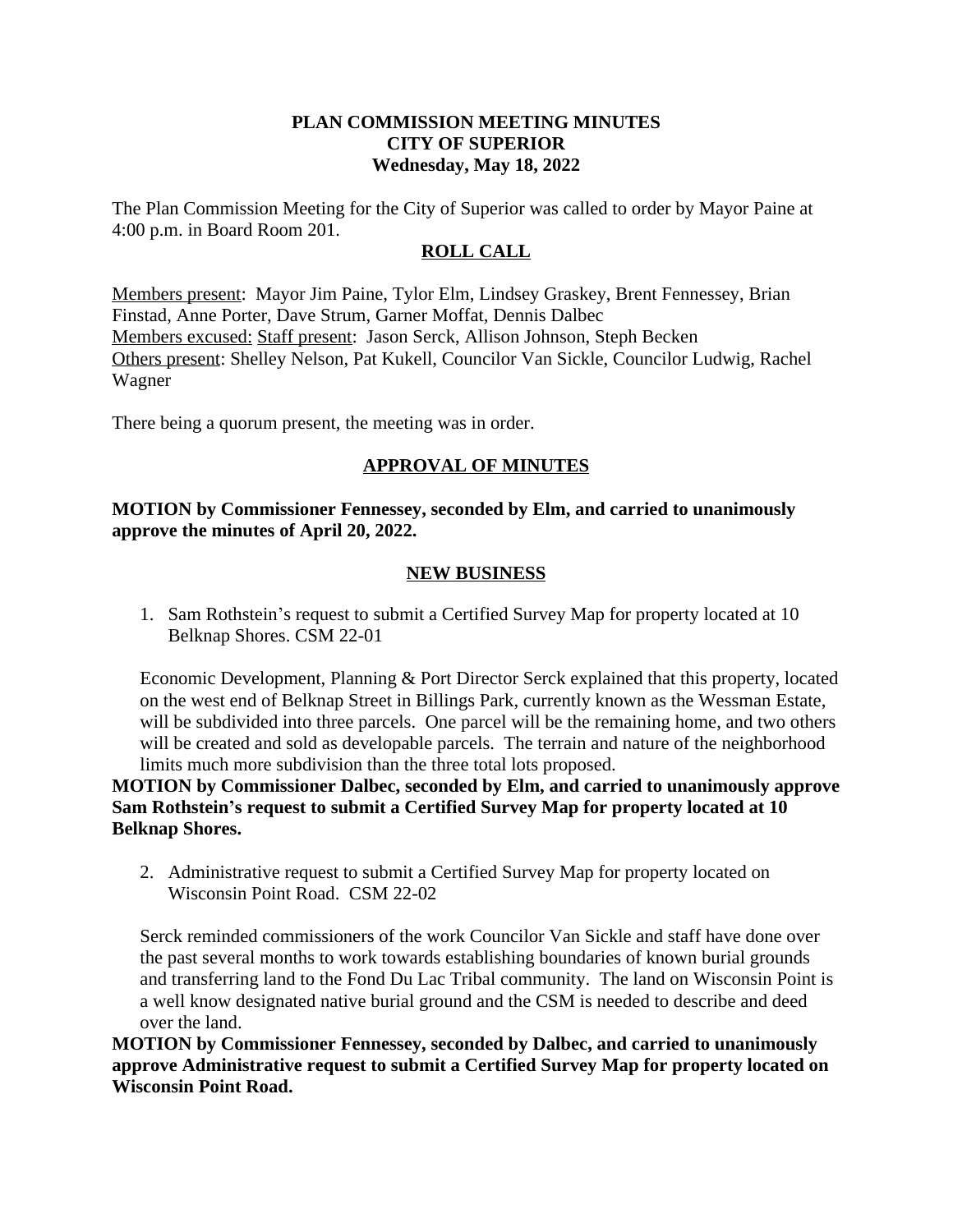**PLAN COMMISSION MEETING MINUTES**
**CITY OF SUPERIOR**
**Wednesday, May 18, 2022**

The Plan Commission Meeting for the City of Superior was called to order by Mayor Paine at 4:00 p.m. in Board Room 201.

## ROLL CALL

Members present: Mayor Jim Paine, Tylor Elm, Lindsey Graskey, Brent Fennessey, Brian Finstad, Anne Porter, Dave Strum, Garner Moffat, Dennis Dalbec
Members excused: Staff present: Jason Serck, Allison Johnson, Steph Becken
Others present: Shelley Nelson, Pat Kukell, Councilor Van Sickle, Councilor Ludwig, Rachel Wagner

There being a quorum present, the meeting was in order.

## APPROVAL OF MINUTES

**MOTION by Commissioner Fennessey, seconded by Elm, and carried to unanimously approve the minutes of April 20, 2022.**

## NEW BUSINESS

1. Sam Rothstein's request to submit a Certified Survey Map for property located at 10 Belknap Shores. CSM 22-01

Economic Development, Planning & Port Director Serck explained that this property, located on the west end of Belknap Street in Billings Park, currently known as the Wessman Estate, will be subdivided into three parcels. One parcel will be the remaining home, and two others will be created and sold as developable parcels. The terrain and nature of the neighborhood limits much more subdivision than the three total lots proposed.

**MOTION by Commissioner Dalbec, seconded by Elm, and carried to unanimously approve Sam Rothstein's request to submit a Certified Survey Map for property located at 10 Belknap Shores.**

2. Administrative request to submit a Certified Survey Map for property located on Wisconsin Point Road. CSM 22-02

Serck reminded commissioners of the work Councilor Van Sickle and staff have done over the past several months to work towards establishing boundaries of known burial grounds and transferring land to the Fond Du Lac Tribal community. The land on Wisconsin Point is a well know designated native burial ground and the CSM is needed to describe and deed over the land.

**MOTION by Commissioner Fennessey, seconded by Dalbec, and carried to unanimously approve Administrative request to submit a Certified Survey Map for property located on Wisconsin Point Road.**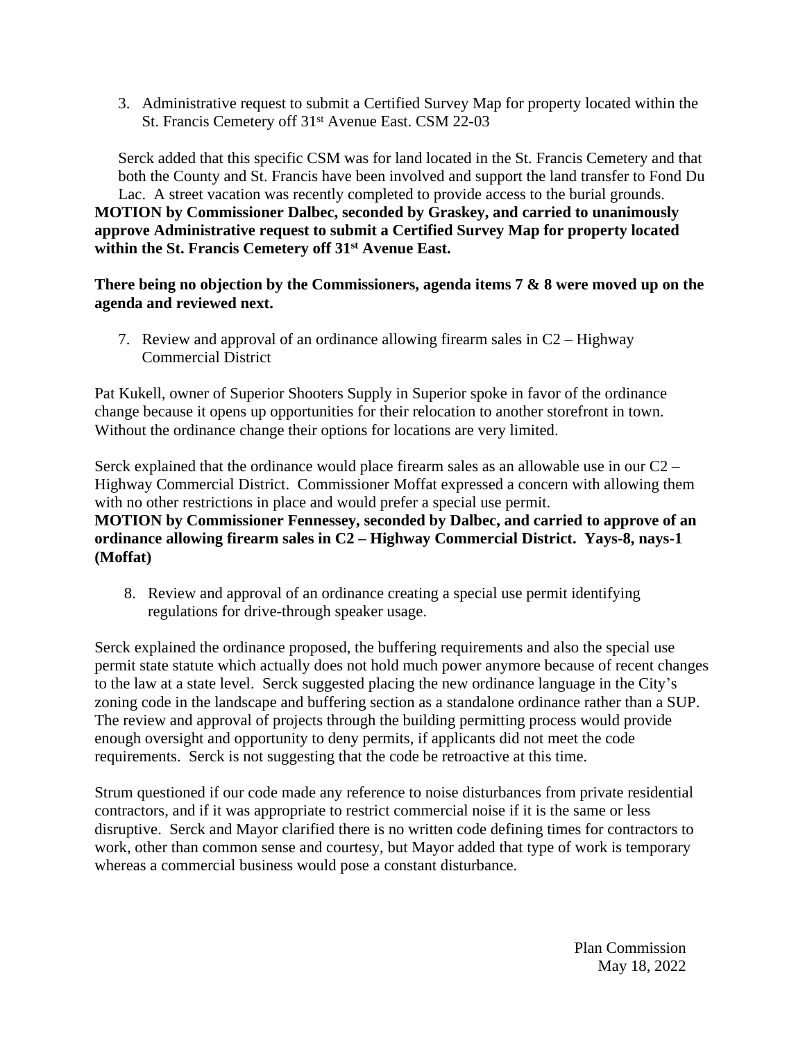3. Administrative request to submit a Certified Survey Map for property located within the St. Francis Cemetery off 31st Avenue East. CSM 22-03

Serck added that this specific CSM was for land located in the St. Francis Cemetery and that both the County and St. Francis have been involved and support the land transfer to Fond Du Lac. A street vacation was recently completed to provide access to the burial grounds.

**MOTION by Commissioner Dalbec, seconded by Graskey, and carried to unanimously approve Administrative request to submit a Certified Survey Map for property located within the St. Francis Cemetery off 31st Avenue East.**

**There being no objection by the Commissioners, agenda items 7 & 8 were moved up on the agenda and reviewed next.**

7. Review and approval of an ordinance allowing firearm sales in C2 – Highway Commercial District

Pat Kukell, owner of Superior Shooters Supply in Superior spoke in favor of the ordinance change because it opens up opportunities for their relocation to another storefront in town. Without the ordinance change their options for locations are very limited.

Serck explained that the ordinance would place firearm sales as an allowable use in our C2 – Highway Commercial District. Commissioner Moffat expressed a concern with allowing them with no other restrictions in place and would prefer a special use permit.

**MOTION by Commissioner Fennessey, seconded by Dalbec, and carried to approve of an ordinance allowing firearm sales in C2 – Highway Commercial District. Yays-8, nays-1 (Moffat)**

8. Review and approval of an ordinance creating a special use permit identifying regulations for drive-through speaker usage.

Serck explained the ordinance proposed, the buffering requirements and also the special use permit state statute which actually does not hold much power anymore because of recent changes to the law at a state level. Serck suggested placing the new ordinance language in the City's zoning code in the landscape and buffering section as a standalone ordinance rather than a SUP. The review and approval of projects through the building permitting process would provide enough oversight and opportunity to deny permits, if applicants did not meet the code requirements. Serck is not suggesting that the code be retroactive at this time.

Strum questioned if our code made any reference to noise disturbances from private residential contractors, and if it was appropriate to restrict commercial noise if it is the same or less disruptive. Serck and Mayor clarified there is no written code defining times for contractors to work, other than common sense and courtesy, but Mayor added that type of work is temporary whereas a commercial business would pose a constant disturbance.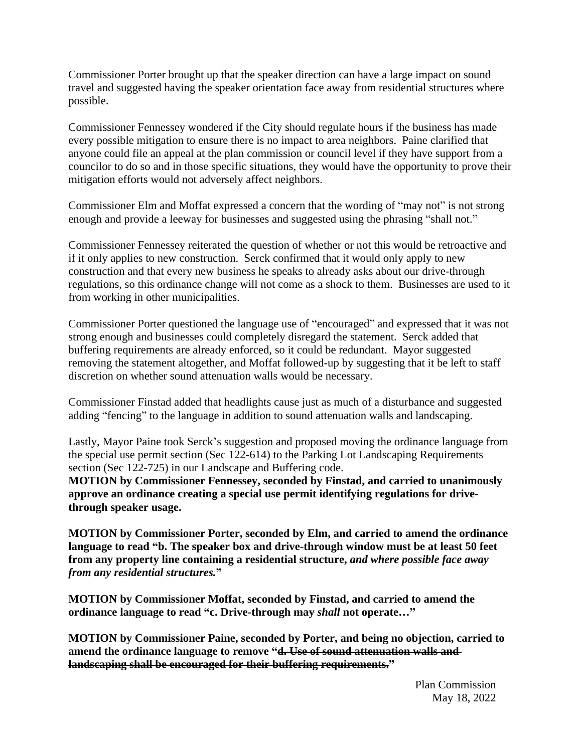Commissioner Porter brought up that the speaker direction can have a large impact on sound travel and suggested having the speaker orientation face away from residential structures where possible.

Commissioner Fennessey wondered if the City should regulate hours if the business has made every possible mitigation to ensure there is no impact to area neighbors. Paine clarified that anyone could file an appeal at the plan commission or council level if they have support from a councilor to do so and in those specific situations, they would have the opportunity to prove their mitigation efforts would not adversely affect neighbors.

Commissioner Elm and Moffat expressed a concern that the wording of "may not" is not strong enough and provide a leeway for businesses and suggested using the phrasing "shall not."

Commissioner Fennessey reiterated the question of whether or not this would be retroactive and if it only applies to new construction. Serck confirmed that it would only apply to new construction and that every new business he speaks to already asks about our drive-through regulations, so this ordinance change will not come as a shock to them. Businesses are used to it from working in other municipalities.

Commissioner Porter questioned the language use of "encouraged" and expressed that it was not strong enough and businesses could completely disregard the statement. Serck added that buffering requirements are already enforced, so it could be redundant. Mayor suggested removing the statement altogether, and Moffat followed-up by suggesting that it be left to staff discretion on whether sound attenuation walls would be necessary.

Commissioner Finstad added that headlights cause just as much of a disturbance and suggested adding "fencing" to the language in addition to sound attenuation walls and landscaping.

Lastly, Mayor Paine took Serck's suggestion and proposed moving the ordinance language from the special use permit section (Sec 122-614) to the Parking Lot Landscaping Requirements section (Sec 122-725) in our Landscape and Buffering code.

**MOTION by Commissioner Fennessey, seconded by Finstad, and carried to unanimously approve an ordinance creating a special use permit identifying regulations for drive-through speaker usage.**

**MOTION by Commissioner Porter, seconded by Elm, and carried to amend the ordinance language to read "b. The speaker box and drive-through window must be at least 50 feet from any property line containing a residential structure, *and where possible face away from any residential structures.*"**

**MOTION by Commissioner Moffat, seconded by Finstad, and carried to amend the ordinance language to read "c. Drive-through ~~may~~ *shall* not operate…"**

**MOTION by Commissioner Paine, seconded by Porter, and being no objection, carried to amend the ordinance language to remove "~~d. Use of sound attenuation walls and landscaping shall be encouraged for their buffering requirements.~~"**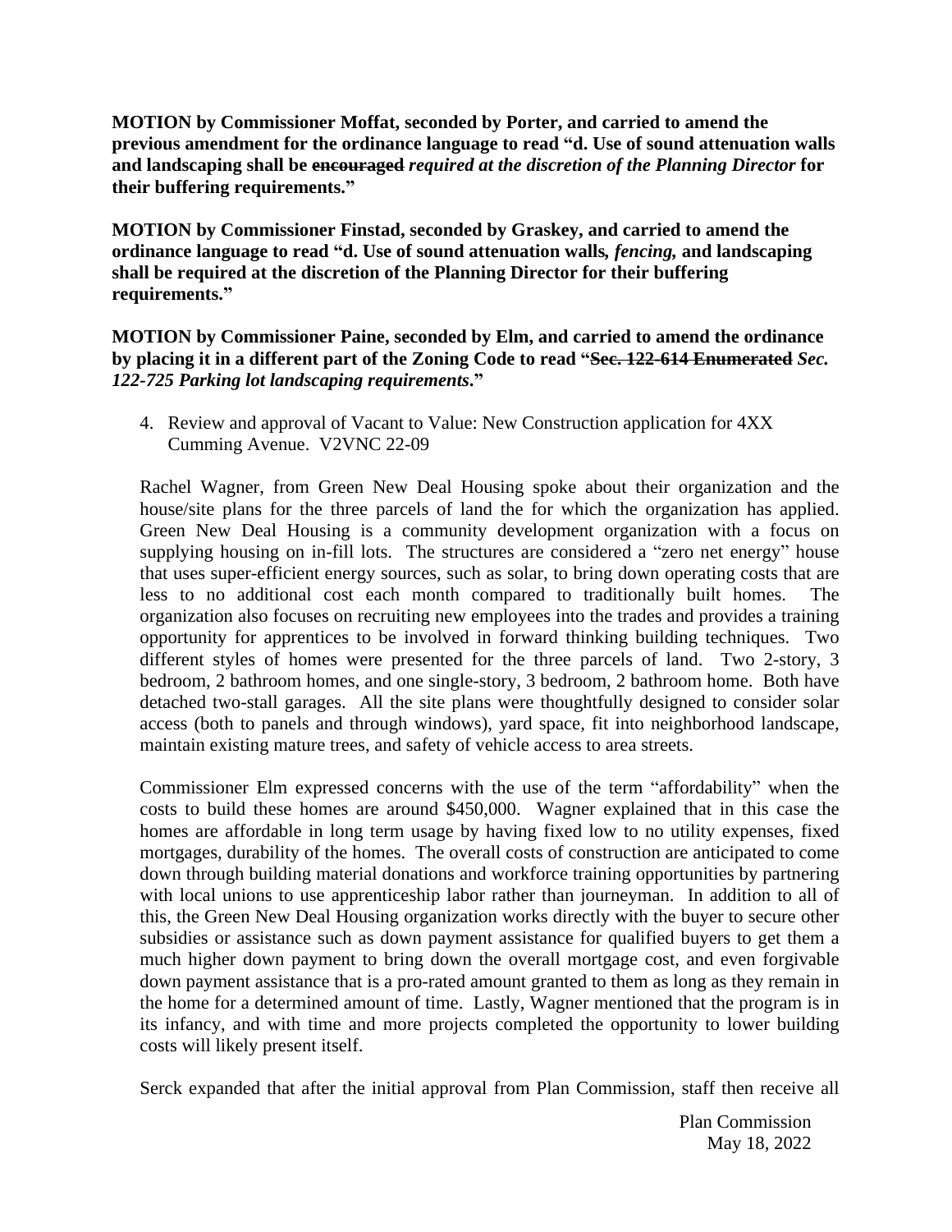**MOTION by Commissioner Moffat, seconded by Porter, and carried to amend the previous amendment for the ordinance language to read "d. Use of sound attenuation walls and landscaping shall be ~~encouraged~~ *required at the discretion of the Planning Director* for their buffering requirements."**

**MOTION by Commissioner Finstad, seconded by Graskey, and carried to amend the ordinance language to read "d. Use of sound attenuation walls, *fencing,* and landscaping shall be required at the discretion of the Planning Director for their buffering requirements."**

**MOTION by Commissioner Paine, seconded by Elm, and carried to amend the ordinance by placing it in a different part of the Zoning Code to read "~~Sec. 122-614 Enumerated~~ *Sec. 122-725 Parking lot landscaping requirements*."**

4. Review and approval of Vacant to Value: New Construction application for 4XX Cumming Avenue. V2VNC 22-09

Rachel Wagner, from Green New Deal Housing spoke about their organization and the house/site plans for the three parcels of land the for which the organization has applied. Green New Deal Housing is a community development organization with a focus on supplying housing on in-fill lots. The structures are considered a "zero net energy" house that uses super-efficient energy sources, such as solar, to bring down operating costs that are less to no additional cost each month compared to traditionally built homes. The organization also focuses on recruiting new employees into the trades and provides a training opportunity for apprentices to be involved in forward thinking building techniques. Two different styles of homes were presented for the three parcels of land. Two 2-story, 3 bedroom, 2 bathroom homes, and one single-story, 3 bedroom, 2 bathroom home. Both have detached two-stall garages. All the site plans were thoughtfully designed to consider solar access (both to panels and through windows), yard space, fit into neighborhood landscape, maintain existing mature trees, and safety of vehicle access to area streets.

Commissioner Elm expressed concerns with the use of the term "affordability" when the costs to build these homes are around $450,000. Wagner explained that in this case the homes are affordable in long term usage by having fixed low to no utility expenses, fixed mortgages, durability of the homes. The overall costs of construction are anticipated to come down through building material donations and workforce training opportunities by partnering with local unions to use apprenticeship labor rather than journeyman. In addition to all of this, the Green New Deal Housing organization works directly with the buyer to secure other subsidies or assistance such as down payment assistance for qualified buyers to get them a much higher down payment to bring down the overall mortgage cost, and even forgivable down payment assistance that is a pro-rated amount granted to them as long as they remain in the home for a determined amount of time. Lastly, Wagner mentioned that the program is in its infancy, and with time and more projects completed the opportunity to lower building costs will likely present itself.

Serck expanded that after the initial approval from Plan Commission, staff then receive all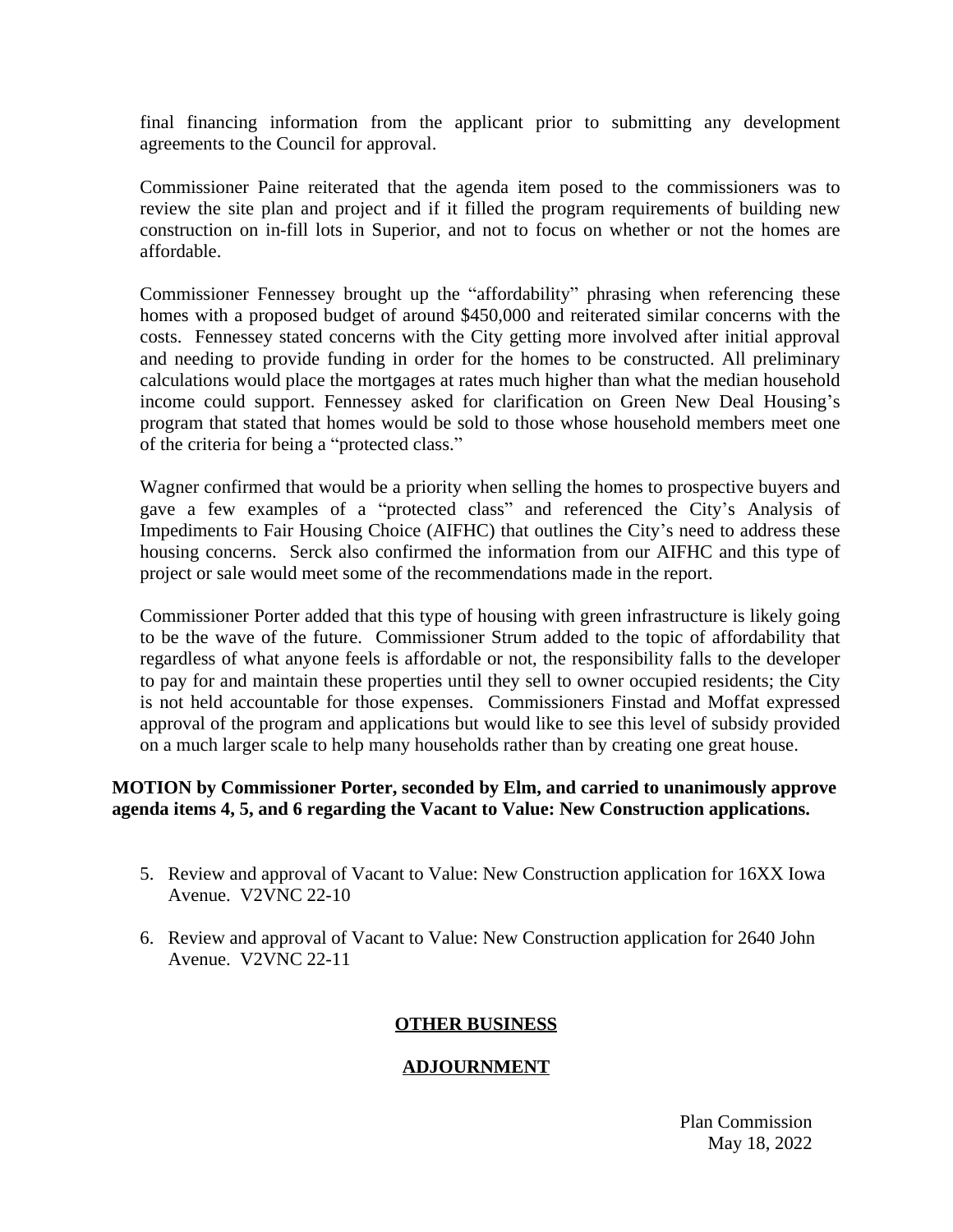final financing information from the applicant prior to submitting any development agreements to the Council for approval.

Commissioner Paine reiterated that the agenda item posed to the commissioners was to review the site plan and project and if it filled the program requirements of building new construction on in-fill lots in Superior, and not to focus on whether or not the homes are affordable.

Commissioner Fennessey brought up the "affordability" phrasing when referencing these homes with a proposed budget of around $450,000 and reiterated similar concerns with the costs. Fennessey stated concerns with the City getting more involved after initial approval and needing to provide funding in order for the homes to be constructed. All preliminary calculations would place the mortgages at rates much higher than what the median household income could support. Fennessey asked for clarification on Green New Deal Housing's program that stated that homes would be sold to those whose household members meet one of the criteria for being a "protected class."

Wagner confirmed that would be a priority when selling the homes to prospective buyers and gave a few examples of a "protected class" and referenced the City's Analysis of Impediments to Fair Housing Choice (AIFHC) that outlines the City's need to address these housing concerns. Serck also confirmed the information from our AIFHC and this type of project or sale would meet some of the recommendations made in the report.

Commissioner Porter added that this type of housing with green infrastructure is likely going to be the wave of the future. Commissioner Strum added to the topic of affordability that regardless of what anyone feels is affordable or not, the responsibility falls to the developer to pay for and maintain these properties until they sell to owner occupied residents; the City is not held accountable for those expenses. Commissioners Finstad and Moffat expressed approval of the program and applications but would like to see this level of subsidy provided on a much larger scale to help many households rather than by creating one great house.

**MOTION by Commissioner Porter, seconded by Elm, and carried to unanimously approve agenda items 4, 5, and 6 regarding the Vacant to Value: New Construction applications.**

5. Review and approval of Vacant to Value: New Construction application for 16XX Iowa Avenue. V2VNC 22-10

6. Review and approval of Vacant to Value: New Construction application for 2640 John Avenue. V2VNC 22-11

## OTHER BUSINESS

## ADJOURNMENT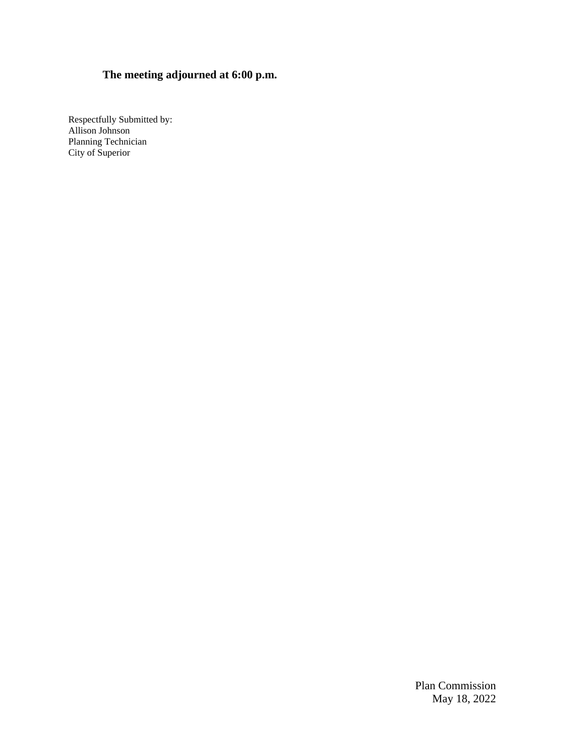**The meeting adjourned at 6:00 p.m.**

Respectfully Submitted by:
Allison Johnson
Planning Technician
City of Superior